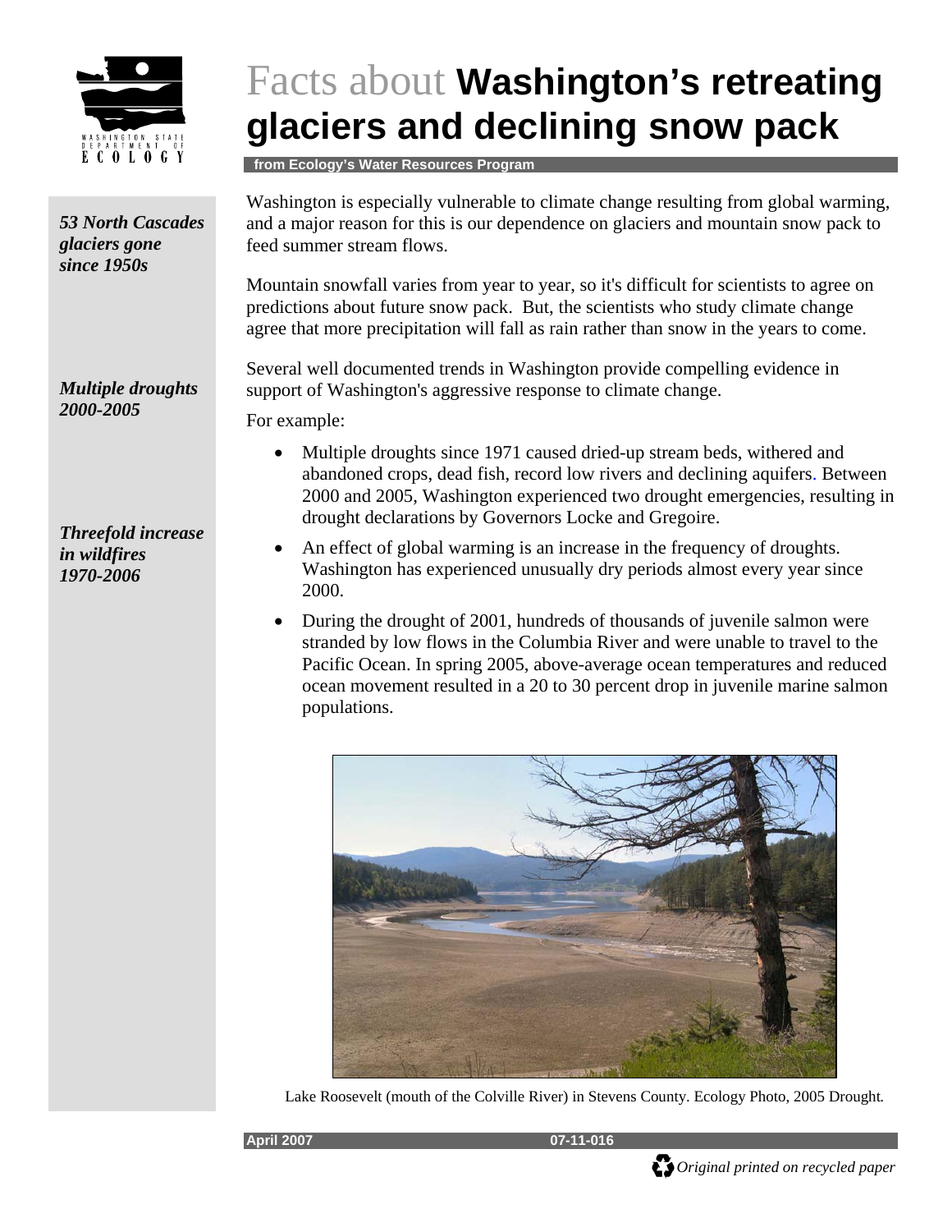# Facts about **Washington's retreating glaciers and declining snow pack**

**from Ecology's Water Resources Program**

***53 North Cascades glaciers gone since 1950s***

***Multiple droughts 2000-2005***

***Threefold increase in wildfires 1970-2006***

Washington is especially vulnerable to climate change resulting from global warming, and a major reason for this is our dependence on glaciers and mountain snow pack to feed summer stream flows.

Mountain snowfall varies from year to year, so it's difficult for scientists to agree on predictions about future snow pack. But, the scientists who study climate change agree that more precipitation will fall as rain rather than snow in the years to come.

Several well documented trends in Washington provide compelling evidence in support of Washington's aggressive response to climate change.

For example:

- Multiple droughts since 1971 caused dried-up stream beds, withered and abandoned crops, dead fish, record low rivers and declining aquifers. Between 2000 and 2005, Washington experienced two drought emergencies, resulting in drought declarations by Governors Locke and Gregoire.
- An effect of global warming is an increase in the frequency of droughts. Washington has experienced unusually dry periods almost every year since 2000.
- During the drought of 2001, hundreds of thousands of juvenile salmon were stranded by low flows in the Columbia River and were unable to travel to the Pacific Ocean. In spring 2005, above-average ocean temperatures and reduced ocean movement resulted in a 20 to 30 percent drop in juvenile marine salmon populations.

Lake Roosevelt (mouth of the Colville River) in Stevens County. Ecology Photo, 2005 Drought.

April 2007 07-11-016

*Original printed on recycled paper*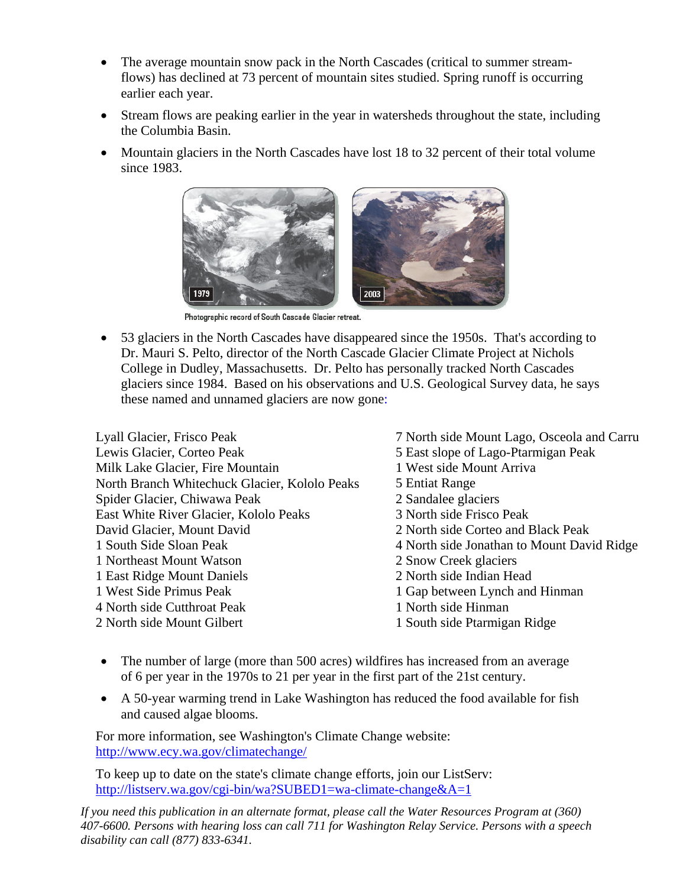- The average mountain snow pack in the North Cascades (critical to summer stream-flows) has declined at 73 percent of mountain sites studied. Spring runoff is occurring earlier each year.
- Stream flows are peaking earlier in the year in watersheds throughout the state, including the Columbia Basin.
- Mountain glaciers in the North Cascades have lost 18 to 32 percent of their total volume since 1983.

1979

2003

Photographic record of South Cascade Glacier retreat.

- 53 glaciers in the North Cascades have disappeared since the 1950s. That's according to Dr. Mauri S. Pelto, director of the North Cascade Glacier Climate Project at Nichols College in Dudley, Massachusetts. Dr. Pelto has personally tracked North Cascades glaciers since 1984. Based on his observations and U.S. Geological Survey data, he says these named and unnamed glaciers are now gone:

Lyall Glacier, Frisco Peak
Lewis Glacier, Corteo Peak
Milk Lake Glacier, Fire Mountain
North Branch Whitechuck Glacier, Kololo Peaks
Spider Glacier, Chiwawa Peak
East White River Glacier, Kololo Peaks
David Glacier, Mount David
1 South Side Sloan Peak
1 Northeast Mount Watson
1 East Ridge Mount Daniels
1 West Side Primus Peak
4 North side Cutthroat Peak
2 North side Mount Gilbert
7 North side Mount Lago, Osceola and Carru
5 East slope of Lago-Ptarmigan Peak
1 West side Mount Arriva
5 Entiat Range
2 Sandalee glaciers
3 North side Frisco Peak
2 North side Corteo and Black Peak
4 North side Jonathan to Mount David Ridge
2 Snow Creek glaciers
2 North side Indian Head
1 Gap between Lynch and Hinman
1 North side Hinman
1 South side Ptarmigan Ridge

- The number of large (more than 500 acres) wildfires has increased from an average of 6 per year in the 1970s to 21 per year in the first part of the 21st century.
- A 50-year warming trend in Lake Washington has reduced the food available for fish and caused algae blooms.

For more information, see Washington's Climate Change website:
http://www.ecy.wa.gov/climatechange/

To keep up to date on the state's climate change efforts, join our ListServ:
http://listserv.wa.gov/cgi-bin/wa?SUBED1=wa-climate-change&A=1

*If you need this publication in an alternate format, please call the Water Resources Program at (360) 407-6600. Persons with hearing loss can call 711 for Washington Relay Service. Persons with a speech disability can call (877) 833-6341.*